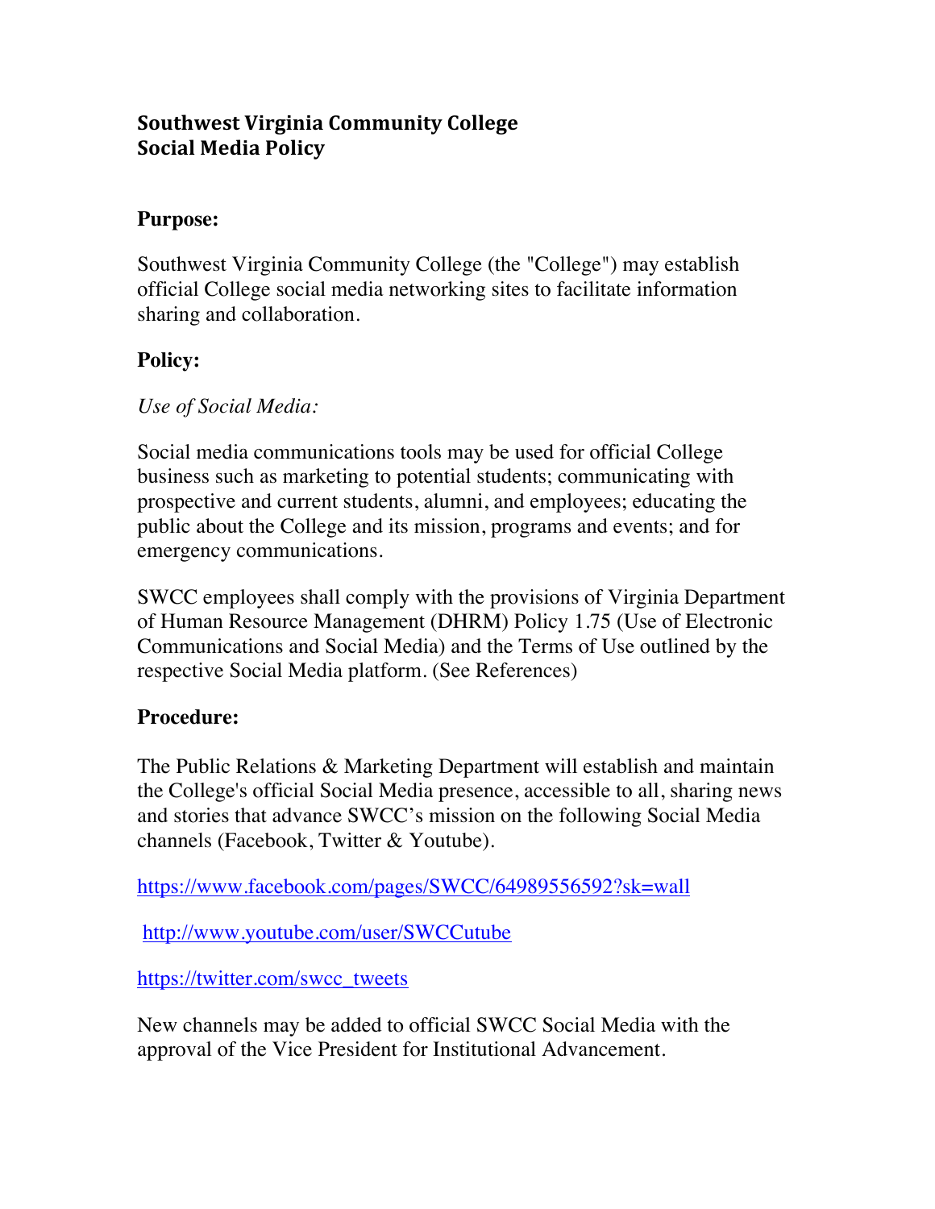# Southwest Virginia Community College
# Social Media Policy

**Purpose:**

Southwest Virginia Community College (the "College") may establish official College social media networking sites to facilitate information sharing and collaboration.

**Policy:**

*Use of Social Media:*

Social media communications tools may be used for official College business such as marketing to potential students; communicating with prospective and current students, alumni, and employees; educating the public about the College and its mission, programs and events; and for emergency communications.

SWCC employees shall comply with the provisions of Virginia Department of Human Resource Management (DHRM) Policy 1.75 (Use of Electronic Communications and Social Media) and the Terms of Use outlined by the respective Social Media platform. (See References)

**Procedure:**

The Public Relations & Marketing Department will establish and maintain the College's official Social Media presence, accessible to all, sharing news and stories that advance SWCC's mission on the following Social Media channels (Facebook, Twitter & Youtube).

https://www.facebook.com/pages/SWCC/64989556592?sk=wall

http://www.youtube.com/user/SWCCutube

https://twitter.com/swcc_tweets

New channels may be added to official SWCC Social Media with the approval of the Vice President for Institutional Advancement.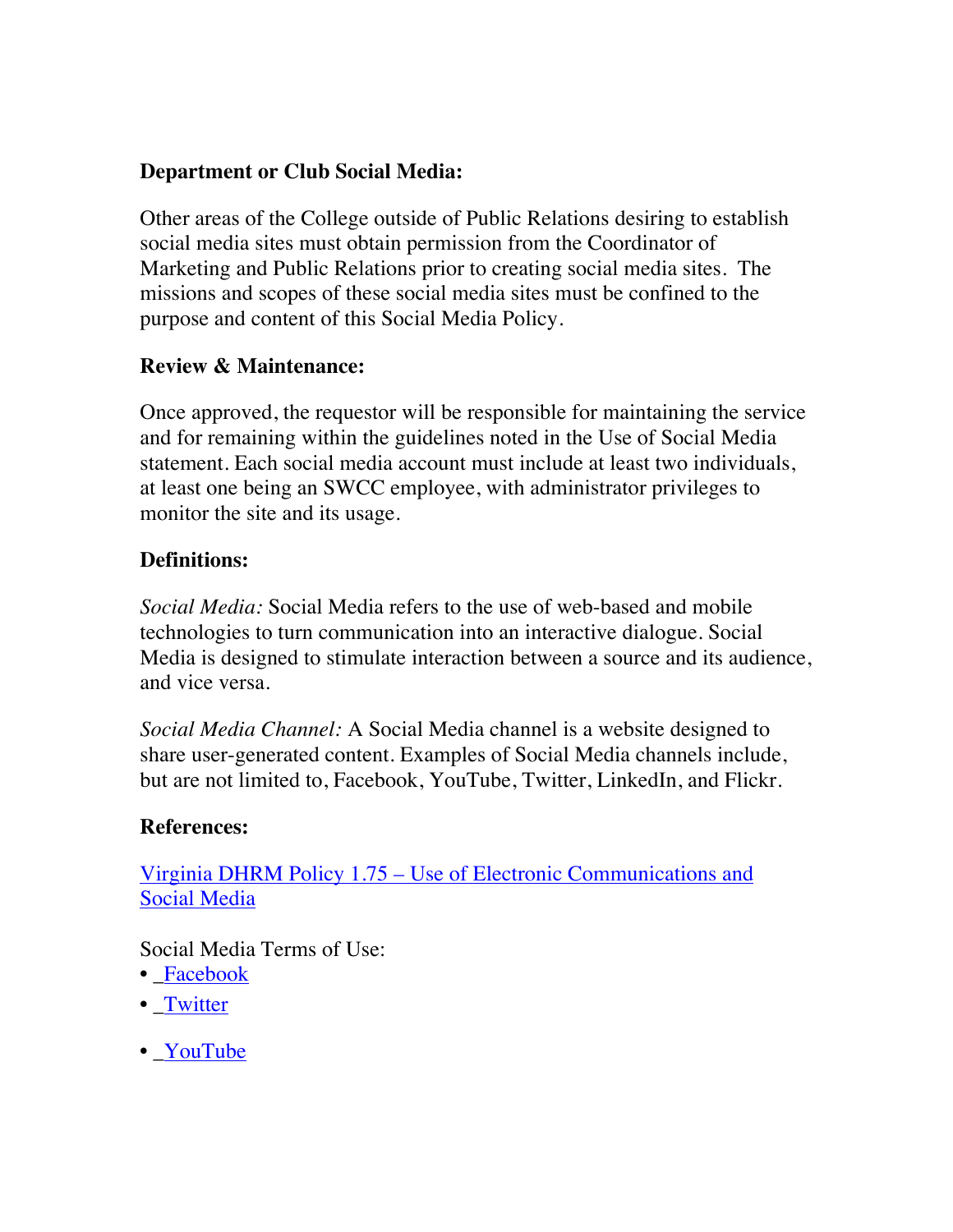**Department or Club Social Media:**

Other areas of the College outside of Public Relations desiring to establish social media sites must obtain permission from the Coordinator of Marketing and Public Relations prior to creating social media sites. The missions and scopes of these social media sites must be confined to the purpose and content of this Social Media Policy.

**Review & Maintenance:**

Once approved, the requestor will be responsible for maintaining the service and for remaining within the guidelines noted in the Use of Social Media statement. Each social media account must include at least two individuals, at least one being an SWCC employee, with administrator privileges to monitor the site and its usage.

**Definitions:**

*Social Media:* Social Media refers to the use of web-based and mobile technologies to turn communication into an interactive dialogue. Social Media is designed to stimulate interaction between a source and its audience, and vice versa.

*Social Media Channel:* A Social Media channel is a website designed to share user-generated content. Examples of Social Media channels include, but are not limited to, Facebook, YouTube, Twitter, LinkedIn, and Flickr.

**References:**

Virginia DHRM Policy 1.75 – Use of Electronic Communications and Social Media

Social Media Terms of Use:

- Facebook
- Twitter
- YouTube